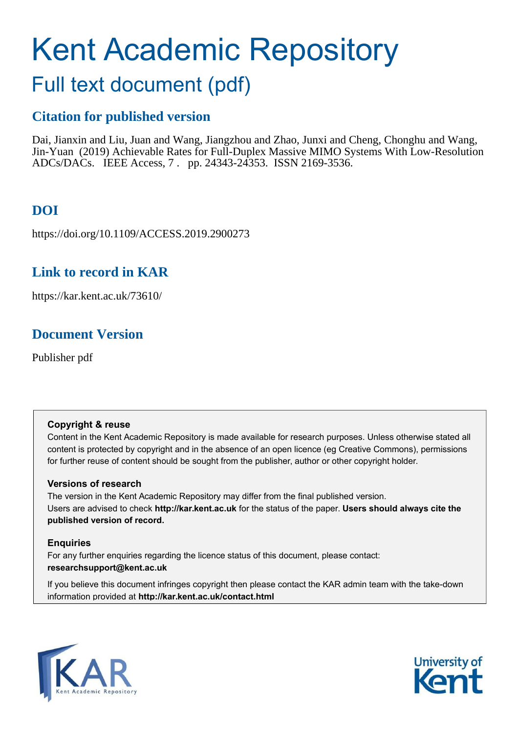# Kent Academic Repository

## Full text document (pdf)

### Citation for published version

Dai, Jianxin and Liu, Juan and Wang, Jiangzhou and Zhao, Junxi and Cheng, Chonghu and Wang, Jin-Yuan (2019) Achievable Rates for Full-Duplex Massive MIMO Systems With Low-Resolution ADCs/DACs. IEEE Access, 7 . pp. 24343-24353. ISSN 2169-3536.

### DOI

https://doi.org/10.1109/ACCESS.2019.2900273

### Link to record in KAR

https://kar.kent.ac.uk/73610/

### Document Version

Publisher pdf

**Copyright & reuse**

Content in the Kent Academic Repository is made available for research purposes. Unless otherwise stated all content is protected by copyright and in the absence of an open licence (eg Creative Commons), permissions for further reuse of content should be sought from the publisher, author or other copyright holder.

**Versions of research**

The version in the Kent Academic Repository may differ from the final published version. Users are advised to check **http://kar.kent.ac.uk** for the status of the paper. **Users should always cite the published version of record.**

**Enquiries**

For any further enquiries regarding the licence status of this document, please contact: **researchsupport@kent.ac.uk**

If you believe this document infringes copyright then please contact the KAR admin team with the take-down information provided at **http://kar.kent.ac.uk/contact.html**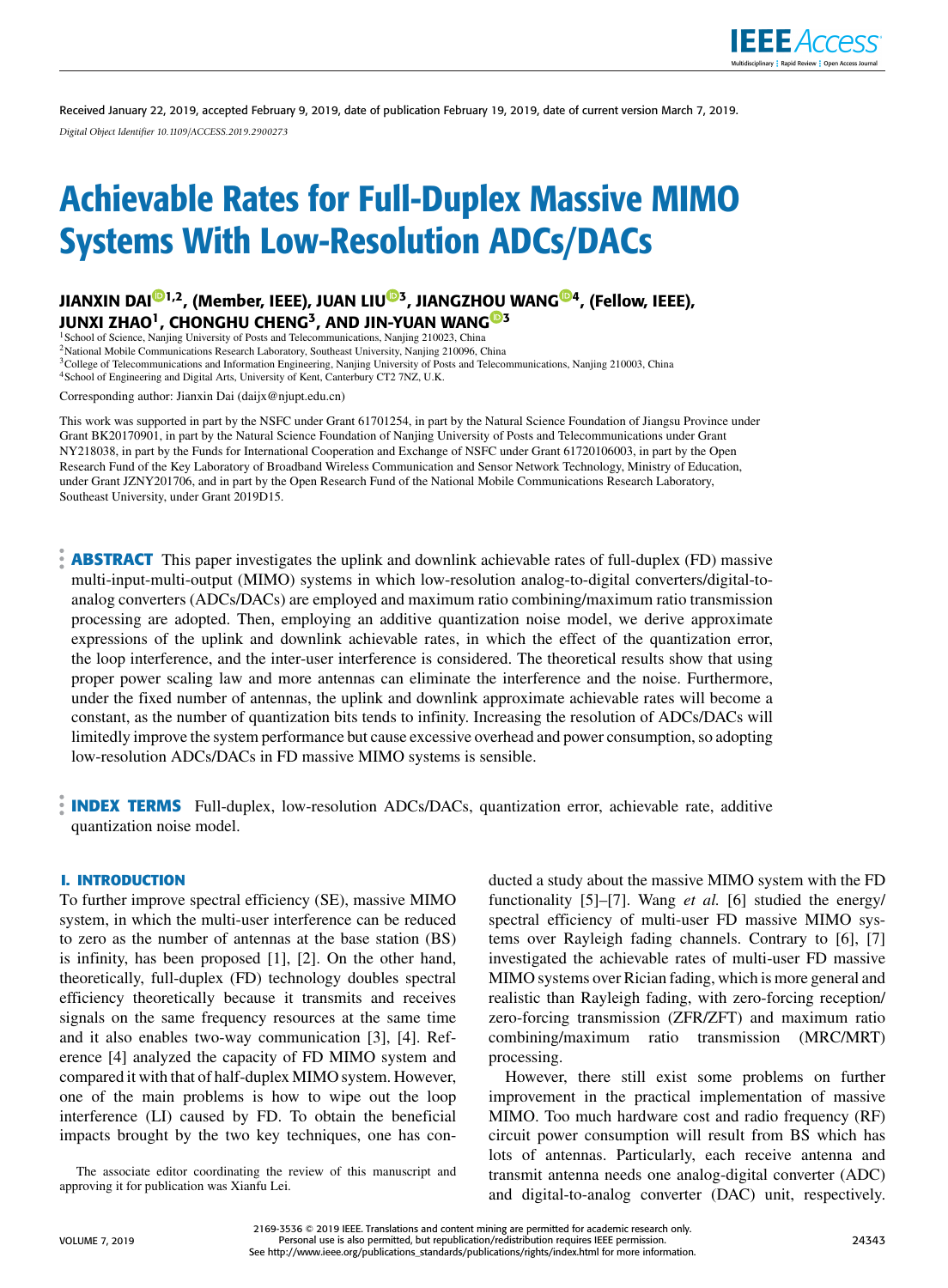Received January 22, 2019, accepted February 9, 2019, date of publication February 19, 2019, date of current version March 7, 2019.

*Digital Object Identifier 10.1109/ACCESS.2019.2900273*

# Achievable Rates for Full-Duplex Massive MIMO Systems With Low-Resolution ADCs/DACs

**JIANXIN DAI[1,2], (Member, IEEE), JUAN LIU[3], JIANGZHOU WANG[4], (Fellow, IEEE), JUNXI ZHAO[1], CHONGHU CHENG[3], AND JIN-YUAN WANG[3]**

[1]School of Science, Nanjing University of Posts and Telecommunications, Nanjing 210023, China
[2]National Mobile Communications Research Laboratory, Southeast University, Nanjing 210096, China
[3]College of Telecommunications and Information Engineering, Nanjing University of Posts and Telecommunications, Nanjing 210003, China
[4]School of Engineering and Digital Arts, University of Kent, Canterbury CT2 7NZ, U.K.

Corresponding author: Jianxin Dai (daijx@njupt.edu.cn)

This work was supported in part by the NSFC under Grant 61701254, in part by the Natural Science Foundation of Jiangsu Province under Grant BK20170901, in part by the Natural Science Foundation of Nanjing University of Posts and Telecommunications under Grant NY218038, in part by the Funds for International Cooperation and Exchange of NSFC under Grant 61720106003, in part by the Open Research Fund of the Key Laboratory of Broadband Wireless Communication and Sensor Network Technology, Ministry of Education, under Grant JZNY201706, and in part by the Open Research Fund of the National Mobile Communications Research Laboratory, Southeast University, under Grant 2019D15.

**ABSTRACT** This paper investigates the uplink and downlink achievable rates of full-duplex (FD) massive multi-input-multi-output (MIMO) systems in which low-resolution analog-to-digital converters/digital-to-analog converters (ADCs/DACs) are employed and maximum ratio combining/maximum ratio transmission processing are adopted. Then, employing an additive quantization noise model, we derive approximate expressions of the uplink and downlink achievable rates, in which the effect of the quantization error, the loop interference, and the inter-user interference is considered. The theoretical results show that using proper power scaling law and more antennas can eliminate the interference and the noise. Furthermore, under the fixed number of antennas, the uplink and downlink approximate achievable rates will become a constant, as the number of quantization bits tends to infinity. Increasing the resolution of ADCs/DACs will limitedly improve the system performance but cause excessive overhead and power consumption, so adopting low-resolution ADCs/DACs in FD massive MIMO systems is sensible.

**INDEX TERMS** Full-duplex, low-resolution ADCs/DACs, quantization error, achievable rate, additive quantization noise model.

## I. INTRODUCTION

To further improve spectral efficiency (SE), massive MIMO system, in which the multi-user interference can be reduced to zero as the number of antennas at the base station (BS) is infinity, has been proposed [1], [2]. On the other hand, theoretically, full-duplex (FD) technology doubles spectral efficiency theoretically because it transmits and receives signals on the same frequency resources at the same time and it also enables two-way communication [3], [4]. Reference [4] analyzed the capacity of FD MIMO system and compared it with that of half-duplex MIMO system. However, one of the main problems is how to wipe out the loop interference (LI) caused by FD. To obtain the beneficial impacts brought by the two key techniques, one has conducted a study about the massive MIMO system with the FD functionality [5]–[7]. Wang *et al.* [6] studied the energy/spectral efficiency of multi-user FD massive MIMO systems over Rayleigh fading channels. Contrary to [6], [7] investigated the achievable rates of multi-user FD massive MIMO systems over Rician fading, which is more general and realistic than Rayleigh fading, with zero-forcing reception/zero-forcing transmission (ZFR/ZFT) and maximum ratio combining/maximum ratio transmission (MRC/MRT) processing.

However, there still exist some problems on further improvement in the practical implementation of massive MIMO. Too much hardware cost and radio frequency (RF) circuit power consumption will result from BS which has lots of antennas. Particularly, each receive antenna and transmit antenna needs one analog-digital converter (ADC) and digital-to-analog converter (DAC) unit, respectively.

The associate editor coordinating the review of this manuscript and approving it for publication was Xianfu Lei.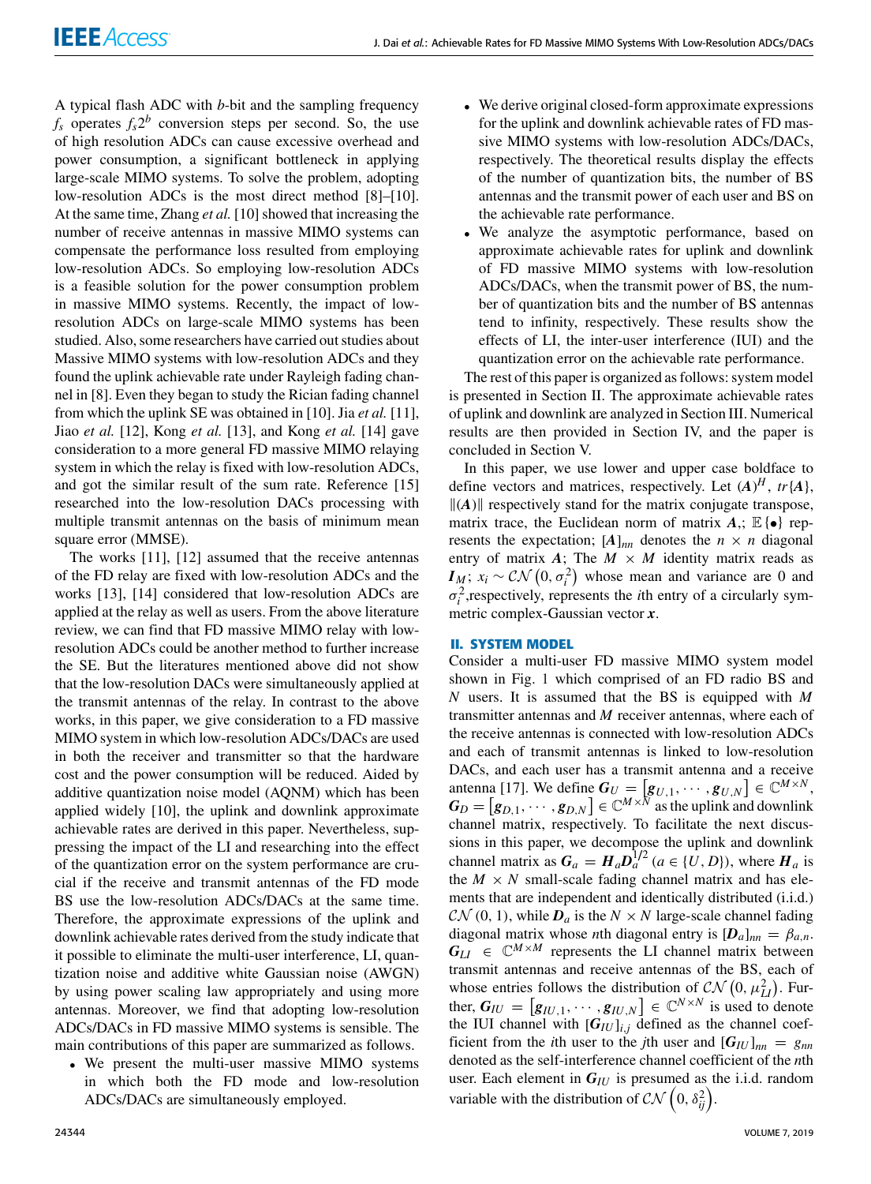A typical flash ADC with $b$-bit and the sampling frequency $f_s$ operates $f_s 2^b$ conversion steps per second. So, the use of high resolution ADCs can cause excessive overhead and power consumption, a significant bottleneck in applying large-scale MIMO systems. To solve the problem, adopting low-resolution ADCs is the most direct method [8]–[10]. At the same time, Zhang *et al.* [10] showed that increasing the number of receive antennas in massive MIMO systems can compensate the performance loss resulted from employing low-resolution ADCs. So employing low-resolution ADCs is a feasible solution for the power consumption problem in massive MIMO systems. Recently, the impact of low-resolution ADCs on large-scale MIMO systems has been studied. Also, some researchers have carried out studies about Massive MIMO systems with low-resolution ADCs and they found the uplink achievable rate under Rayleigh fading channel in [8]. Even they began to study the Rician fading channel from which the uplink SE was obtained in [10]. Jia *et al.* [11], Jiao *et al.* [12], Kong *et al.* [13], and Kong *et al.* [14] gave consideration to a more general FD massive MIMO relaying system in which the relay is fixed with low-resolution ADCs, and got the similar result of the sum rate. Reference [15] researched into the low-resolution DACs processing with multiple transmit antennas on the basis of minimum mean square error (MMSE).

The works [11], [12] assumed that the receive antennas of the FD relay are fixed with low-resolution ADCs and the works [13], [14] considered that low-resolution ADCs are applied at the relay as well as users. From the above literature review, we can find that FD massive MIMO relay with low-resolution ADCs could be another method to further increase the SE. But the literatures mentioned above did not show that the low-resolution DACs were simultaneously applied at the transmit antennas of the relay. In contrast to the above works, in this paper, we give consideration to a FD massive MIMO system in which low-resolution ADCs/DACs are used in both the receiver and transmitter so that the hardware cost and the power consumption will be reduced. Aided by additive quantization noise model (AQNM) which has been applied widely [10], the uplink and downlink approximate achievable rates are derived in this paper. Nevertheless, suppressing the impact of the LI and researching into the effect of the quantization error on the system performance are crucial if the receive and transmit antennas of the FD mode BS use the low-resolution ADCs/DACs at the same time. Therefore, the approximate expressions of the uplink and downlink achievable rates derived from the study indicate that it possible to eliminate the multi-user interference, LI, quantization noise and additive white Gaussian noise (AWGN) by using power scaling law appropriately and using more antennas. Moreover, we find that adopting low-resolution ADCs/DACs in FD massive MIMO systems is sensible. The main contributions of this paper are summarized as follows.

- We present the multi-user massive MIMO systems in which both the FD mode and low-resolution ADCs/DACs are simultaneously employed.
- We derive original closed-form approximate expressions for the uplink and downlink achievable rates of FD massive MIMO systems with low-resolution ADCs/DACs, respectively. The theoretical results display the effects of the number of quantization bits, the number of BS antennas and the transmit power of each user and BS on the achievable rate performance.
- We analyze the asymptotic performance, based on approximate achievable rates for uplink and downlink of FD massive MIMO systems with low-resolution ADCs/DACs, when the transmit power of BS, the number of quantization bits and the number of BS antennas tend to infinity, respectively. These results show the effects of LI, the inter-user interference (IUI) and the quantization error on the achievable rate performance.

The rest of this paper is organized as follows: system model is presented in Section II. The approximate achievable rates of uplink and downlink are analyzed in Section III. Numerical results are then provided in Section IV, and the paper is concluded in Section V.

In this paper, we use lower and upper case boldface to define vectors and matrices, respectively. Let $(\boldsymbol{A})^H$, $tr\{\boldsymbol{A}\}$, $\|(\boldsymbol{A})\|$ respectively stand for the matrix conjugate transpose, matrix trace, the Euclidean norm of matrix $\boldsymbol{A}$,; $\mathbb{E}\{\bullet\}$ represents the expectation; $[\boldsymbol{A}]_{nn}$ denotes the $n \times n$ diagonal entry of matrix $\boldsymbol{A}$; The $M \times M$ identity matrix reads as $\boldsymbol{I}_M$; $x_i \sim \mathcal{CN}\left(0, \sigma_i^2\right)$ whose mean and variance are 0 and $\sigma_i^2$,respectively, represents the $i$th entry of a circularly symmetric complex-Gaussian vector $\boldsymbol{x}$.

## II. SYSTEM MODEL

Consider a multi-user FD massive MIMO system model shown in Fig. 1 which comprised of an FD radio BS and $N$ users. It is assumed that the BS is equipped with $M$ transmitter antennas and $M$ receiver antennas, where each of the receive antennas is connected with low-resolution ADCs and each of transmit antennas is linked to low-resolution DACs, and each user has a transmit antenna and a receive antenna [17]. We define $\boldsymbol{G}_U = \left[\boldsymbol{g}_{U,1}, \cdots, \boldsymbol{g}_{U,N}\right] \in \mathbb{C}^{M\times N}$, $\boldsymbol{G}_D = \left[\boldsymbol{g}_{D,1}, \cdots, \boldsymbol{g}_{D,N}\right] \in \mathbb{C}^{M\times N}$ as the uplink and downlink channel matrix, respectively. To facilitate the next discussions in this paper, we decompose the uplink and downlink channel matrix as $\boldsymbol{G}_a = \boldsymbol{H}_a \boldsymbol{D}_a^{1/2}$ $(a \in \{U, D\})$, where $\boldsymbol{H}_a$ is the $M \times N$ small-scale fading channel matrix and has elements that are independent and identically distributed (i.i.d.) $\mathcal{CN}(0, 1)$, while $\boldsymbol{D}_a$ is the $N \times N$ large-scale channel fading diagonal matrix whose $n$th diagonal entry is $[\boldsymbol{D}_a]_{nn} = \beta_{a,n}$. $\boldsymbol{G}_{LI} \in \mathbb{C}^{M\times M}$ represents the LI channel matrix between transmit antennas and receive antennas of the BS, each of whose entries follows the distribution of $\mathcal{CN}\left(0, \mu_{LI}^2\right)$. Further, $\boldsymbol{G}_{IU} = \left[\boldsymbol{g}_{IU,1}, \cdots, \boldsymbol{g}_{IU,N}\right] \in \mathbb{C}^{N\times N}$ is used to denote the IUI channel with $[\boldsymbol{G}_{IU}]_{i,j}$ defined as the channel coefficient from the $i$th user to the $j$th user and $[\boldsymbol{G}_{IU}]_{nn} = g_{nn}$ denoted as the self-interference channel coefficient of the $n$th user. Each element in $\boldsymbol{G}_{IU}$ is presumed as the i.i.d. random variable with the distribution of $\mathcal{CN}\left(0, \delta_{ij}^2\right)$.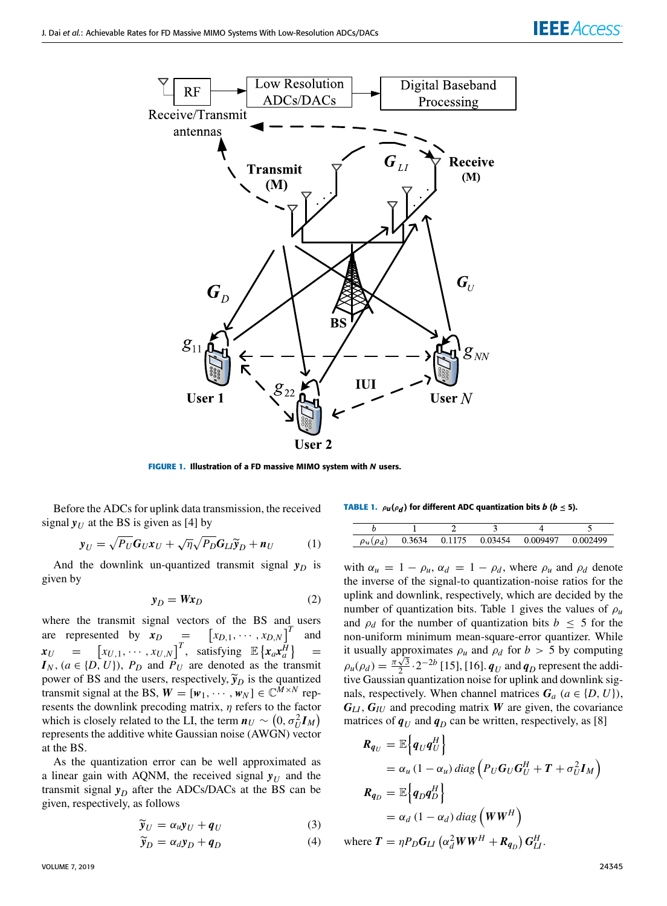FIGURE 1. Illustration of a FD massive MIMO system with $N$ users.

Before the ADCs for uplink data transmission, the received signal $\boldsymbol{y}_U$ at the BS is given as [4] by

$$\boldsymbol{y}_U = \sqrt{P_U}\boldsymbol{G}_U\boldsymbol{x}_U + \sqrt{\eta}\sqrt{P_D}\boldsymbol{G}_{LI}\tilde{\boldsymbol{y}}_D + \boldsymbol{n}_U \tag{1}$$

And the downlink un-quantized transmit signal $\boldsymbol{y}_D$ is given by

$$\boldsymbol{y}_D = \boldsymbol{W}\boldsymbol{x}_D \tag{2}$$

where the transmit signal vectors of the BS and users are represented by $\boldsymbol{x}_D = \left[x_{D,1}, \cdots, x_{D,N}\right]^T$ and $\boldsymbol{x}_U = \left[x_{U,1}, \cdots, x_{U,N}\right]^T$, satisfying $\mathbb{E}\left\{\boldsymbol{x}_a\boldsymbol{x}_a^H\right\} = \boldsymbol{I}_N$, $(a \in \{D, U\})$, $P_D$ and $P_U$ are denoted as the transmit power of BS and the users, respectively, $\tilde{\boldsymbol{y}}_D$ is the quantized transmit signal at the BS, $\boldsymbol{W} = [\boldsymbol{w}_1, \cdots, \boldsymbol{w}_N] \in \mathbb{C}^{M\times N}$ represents the downlink precoding matrix, $\eta$ refers to the factor which is closely related to the LI, the term $\boldsymbol{n}_U \sim \left(0, \sigma_U^2\boldsymbol{I}_M\right)$ represents the additive white Gaussian noise (AWGN) vector at the BS.

As the quantization error can be well approximated as a linear gain with AQNM, the received signal $\boldsymbol{y}_U$ and the transmit signal $\boldsymbol{y}_D$ after the ADCs/DACs at the BS can be given, respectively, as follows

$$\tilde{\boldsymbol{y}}_U = \alpha_u\boldsymbol{y}_U + \boldsymbol{q}_U \tag{3}$$

$$\tilde{\boldsymbol{y}}_D = \alpha_d\boldsymbol{y}_D + \boldsymbol{q}_D \tag{4}$$

TABLE 1. $\rho_u(\rho_d)$ for different ADC quantization bits $b$ ($b \le 5$).

| $b$ | 1 | 2 | 3 | 4 | 5 |
|---|---|---|---|---|---|
| $\rho_u(\rho_d)$ | 0.3634 | 0.1175 | 0.03454 | 0.009497 | 0.002499 |

with $\alpha_u = 1 - \rho_u$, $\alpha_d = 1 - \rho_d$, where $\rho_u$ and $\rho_d$ denote the inverse of the signal-to quantization-noise ratios for the uplink and downlink, respectively, which are decided by the number of quantization bits. Table 1 gives the values of $\rho_u$ and $\rho_d$ for the number of quantization bits $b \le 5$ for the non-uniform minimum mean-square-error quantizer. While it usually approximates $\rho_u$ and $\rho_d$ for $b > 5$ by computing $\rho_u(\rho_d) = \frac{\pi\sqrt{3}}{2}\cdot 2^{-2b}$ [15], [16]. $\boldsymbol{q}_U$ and $\boldsymbol{q}_D$ represent the additive Gaussian quantization noise for uplink and downlink signals, respectively. When channel matrices $\boldsymbol{G}_a$ $(a \in \{D, U\})$, $\boldsymbol{G}_{LI}$, $\boldsymbol{G}_{IU}$ and precoding matrix $\boldsymbol{W}$ are given, the covariance matrices of $\boldsymbol{q}_U$ and $\boldsymbol{q}_D$ can be written, respectively, as [8]

$$\begin{aligned}
\boldsymbol{R}_{\boldsymbol{q}_U} &= \mathbb{E}\left\{\boldsymbol{q}_U\boldsymbol{q}_U^H\right\} \\
&= \alpha_u\left(1-\alpha_u\right) diag\left(P_U\boldsymbol{G}_U\boldsymbol{G}_U^H + \boldsymbol{T} + \sigma_U^2\boldsymbol{I}_M\right) \\
\boldsymbol{R}_{\boldsymbol{q}_D} &= \mathbb{E}\left\{\boldsymbol{q}_D\boldsymbol{q}_D^H\right\} \\
&= \alpha_d\left(1-\alpha_d\right) diag\left(\boldsymbol{W}\boldsymbol{W}^H\right)
\end{aligned}$$

where $\boldsymbol{T} = \eta P_D\boldsymbol{G}_{LI}\left(\alpha_d^2\boldsymbol{W}\boldsymbol{W}^H + \boldsymbol{R}_{\boldsymbol{q}_D}\right)\boldsymbol{G}_{LI}^H$.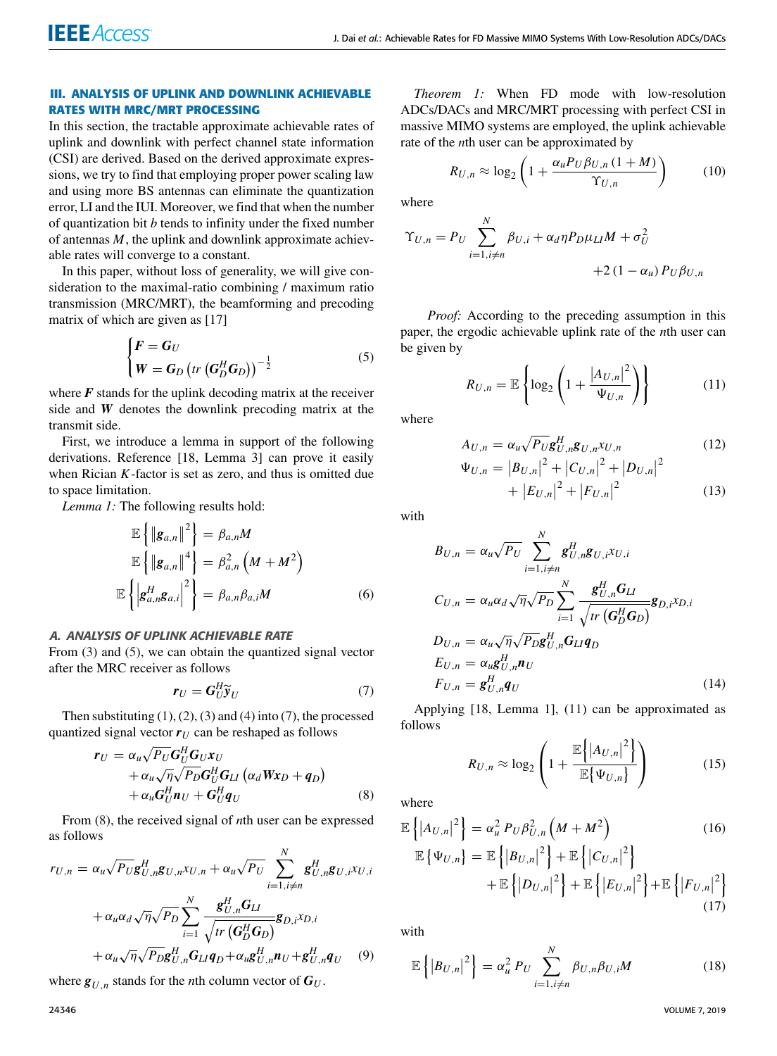## III. ANALYSIS OF UPLINK AND DOWNLINK ACHIEVABLE RATES WITH MRC/MRT PROCESSING

In this section, the tractable approximate achievable rates of uplink and downlink with perfect channel state information (CSI) are derived. Based on the derived approximate expressions, we try to find that employing proper power scaling law and using more BS antennas can eliminate the quantization error, LI and the IUI. Moreover, we find that when the number of quantization bit $b$ tends to infinity under the fixed number of antennas $M$, the uplink and downlink approximate achievable rates will converge to a constant.

In this paper, without loss of generality, we will give consideration to the maximal-ratio combining / maximum ratio transmission (MRC/MRT), the beamforming and precoding matrix of which are given as [17]

$$\begin{cases} \boldsymbol{F} = \boldsymbol{G}_U \\ \boldsymbol{W} = \boldsymbol{G}_D \left( tr \left( \boldsymbol{G}_D^H \boldsymbol{G}_D \right) \right)^{-\frac{1}{2}} \end{cases} \tag{5}$$

where $\boldsymbol{F}$ stands for the uplink decoding matrix at the receiver side and $\boldsymbol{W}$ denotes the downlink precoding matrix at the transmit side.

First, we introduce a lemma in support of the following derivations. Reference [18, Lemma 3] can prove it easily when Rician $K$-factor is set as zero, and thus is omitted due to space limitation.

*Lemma 1:* The following results hold:

$$\begin{aligned} \mathbb{E}\left\{ \left\| \boldsymbol{g}_{a,n} \right\|^2 \right\} &= \beta_{a,n} M \\ \mathbb{E}\left\{ \left\| \boldsymbol{g}_{a,n} \right\|^4 \right\} &= \beta_{a,n}^2 \left( M + M^2 \right) \\ \mathbb{E}\left\{ \left| \boldsymbol{g}_{a,n}^H \boldsymbol{g}_{a,i} \right|^2 \right\} &= \beta_{a,n} \beta_{a,i} M \end{aligned} \tag{6}$$

### A. ANALYSIS OF UPLINK ACHIEVABLE RATE

From (3) and (5), we can obtain the quantized signal vector after the MRC receiver as follows

$$\boldsymbol{r}_U = \boldsymbol{G}_U^H \widetilde{\boldsymbol{y}}_U \tag{7}$$

Then substituting (1), (2), (3) and (4) into (7), the processed quantized signal vector $\boldsymbol{r}_U$ can be reshaped as follows

$$\begin{aligned} \boldsymbol{r}_U = & \alpha_u \sqrt{P_U} \boldsymbol{G}_U^H \boldsymbol{G}_U \boldsymbol{x}_U \\ & + \alpha_u \sqrt{\eta} \sqrt{P_D} \boldsymbol{G}_U^H \boldsymbol{G}_{LI} \left( \alpha_d \boldsymbol{W} \boldsymbol{x}_D + \boldsymbol{q}_D \right) \\ & + \alpha_u \boldsymbol{G}_U^H \boldsymbol{n}_U + \boldsymbol{G}_U^H \boldsymbol{q}_U \end{aligned} \tag{8}$$

From (8), the received signal of $n$th user can be expressed as follows

$$\begin{aligned} r_{U,n} = & \alpha_u \sqrt{P_U} \boldsymbol{g}_{U,n}^H \boldsymbol{g}_{U,n} x_{U,n} + \alpha_u \sqrt{P_U} \sum_{i=1, i \neq n}^{N} \boldsymbol{g}_{U,n}^H \boldsymbol{g}_{U,i} x_{U,i} \\ & + \alpha_u \alpha_d \sqrt{\eta} \sqrt{P_D} \sum_{i=1}^{N} \frac{\boldsymbol{g}_{U,n}^H \boldsymbol{G}_{LI}}{\sqrt{tr \left( \boldsymbol{G}_D^H \boldsymbol{G}_D \right)}} \boldsymbol{g}_{D,i} x_{D,i} \\ & + \alpha_u \sqrt{\eta} \sqrt{P_D} \boldsymbol{g}_{U,n}^H \boldsymbol{G}_{LI} \boldsymbol{q}_D + \alpha_u \boldsymbol{g}_{U,n}^H \boldsymbol{n}_U + \boldsymbol{g}_{U,n}^H \boldsymbol{q}_U \end{aligned} \tag{9}$$

where $\boldsymbol{g}_{U,n}$ stands for the $n$th column vector of $\boldsymbol{G}_U$.

*Theorem 1:* When FD mode with low-resolution ADCs/DACs and MRC/MRT processing with perfect CSI in massive MIMO systems are employed, the uplink achievable rate of the $n$th user can be approximated by

$$R_{U,n} \approx \log_2 \left( 1 + \frac{\alpha_u P_U \beta_{U,n} (1 + M)}{\Upsilon_{U,n}} \right) \tag{10}$$

where

$$\begin{aligned} \Upsilon_{U,n} = & P_U \sum_{i=1, i \neq n}^{N} \beta_{U,i} + \alpha_d \eta P_D \mu_{LI} M + \sigma_U^2 \\ & + 2 (1 - \alpha_u) P_U \beta_{U,n} \end{aligned}$$

*Proof:* According to the preceding assumption in this paper, the ergodic achievable uplink rate of the $n$th user can be given by

$$R_{U,n} = \mathbb{E} \left\{ \log_2 \left( 1 + \frac{\left| A_{U,n} \right|^2}{\Psi_{U,n}} \right) \right\} \tag{11}$$

where

$$A_{U,n} = \alpha_u \sqrt{P_U} \boldsymbol{g}_{U,n}^H \boldsymbol{g}_{U,n} x_{U,n} \tag{12}$$

$$\begin{aligned} \Psi_{U,n} = & \left| B_{U,n} \right|^2 + \left| C_{U,n} \right|^2 + \left| D_{U,n} \right|^2 \\ & + \left| E_{U,n} \right|^2 + \left| F_{U,n} \right|^2 \end{aligned} \tag{13}$$

with

$$\begin{aligned} B_{U,n} &= \alpha_u \sqrt{P_U} \sum_{i=1, i \neq n}^{N} \boldsymbol{g}_{U,n}^H \boldsymbol{g}_{U,i} x_{U,i} \\ C_{U,n} &= \alpha_u \alpha_d \sqrt{\eta} \sqrt{P_D} \sum_{i=1}^{N} \frac{\boldsymbol{g}_{U,n}^H \boldsymbol{G}_{LI}}{\sqrt{tr \left( \boldsymbol{G}_D^H \boldsymbol{G}_D \right)}} \boldsymbol{g}_{D,i} x_{D,i} \\ D_{U,n} &= \alpha_u \sqrt{\eta} \sqrt{P_D} \boldsymbol{g}_{U,n}^H \boldsymbol{G}_{LI} \boldsymbol{q}_D \\ E_{U,n} &= \alpha_u \boldsymbol{g}_{U,n}^H \boldsymbol{n}_U \\ F_{U,n} &= \boldsymbol{g}_{U,n}^H \boldsymbol{q}_U \end{aligned} \tag{14}$$

Applying [18, Lemma 1], (11) can be approximated as follows

$$R_{U,n} \approx \log_2 \left( 1 + \frac{\mathbb{E}\left\{ \left| A_{U,n} \right|^2 \right\}}{\mathbb{E}\left\{ \Psi_{U,n} \right\}} \right) \tag{15}$$

where

$$\mathbb{E}\left\{ \left| A_{U,n} \right|^2 \right\} = \alpha_u^2 P_U \beta_{U,n}^2 \left( M + M^2 \right) \tag{16}$$

$$\begin{aligned} \mathbb{E}\left\{ \Psi_{U,n} \right\} = & \mathbb{E}\left\{ \left| B_{U,n} \right|^2 \right\} + \mathbb{E}\left\{ \left| C_{U,n} \right|^2 \right\} \\ & + \mathbb{E}\left\{ \left| D_{U,n} \right|^2 \right\} + \mathbb{E}\left\{ \left| E_{U,n} \right|^2 \right\} + \mathbb{E}\left\{ \left| F_{U,n} \right|^2 \right\} \end{aligned} \tag{17}$$

with

$$\mathbb{E}\left\{ \left| B_{U,n} \right|^2 \right\} = \alpha_u^2 P_U \sum_{i=1, i \neq n}^{N} \beta_{U,n} \beta_{U,i} M \tag{18}$$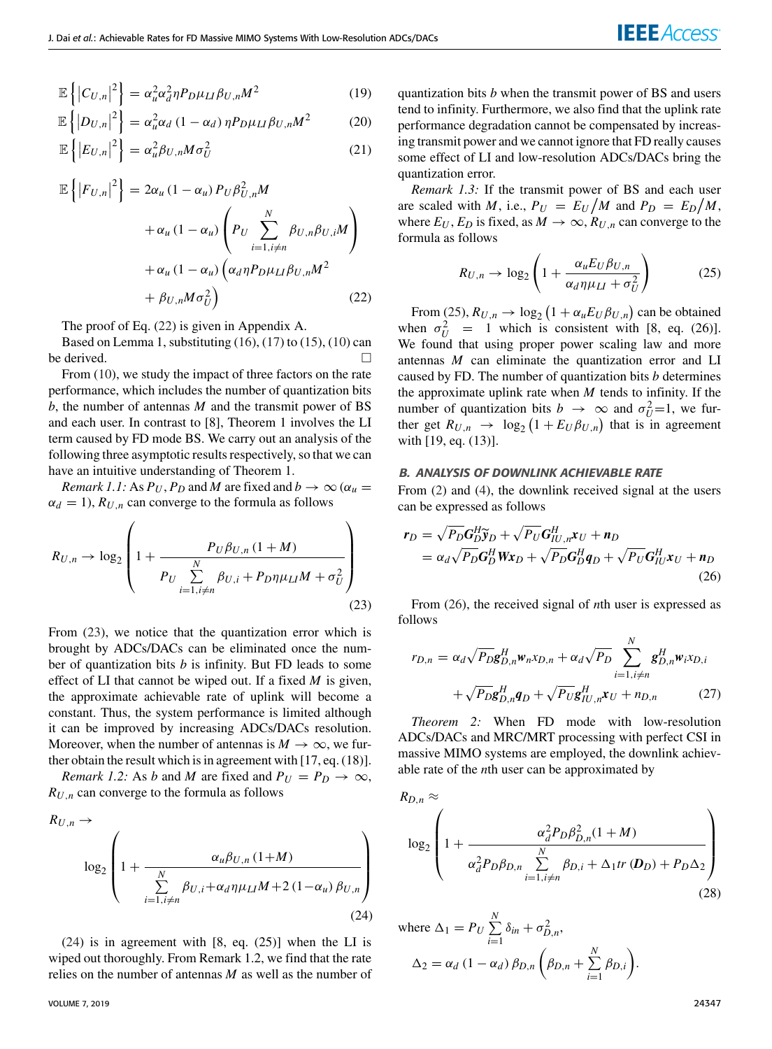$$\mathbb{E}\left\{\left|C_{U,n}\right|^2\right\} = \alpha_u^2\alpha_d^2\eta P_D\mu_{LI}\beta_{U,n}M^2 \tag{19}$$

$$\mathbb{E}\left\{\left|D_{U,n}\right|^2\right\} = \alpha_u^2\alpha_d\left(1-\alpha_d\right)\eta P_D\mu_{LI}\beta_{U,n}M^2 \tag{20}$$

$$\mathbb{E}\left\{\left|E_{U,n}\right|^2\right\} = \alpha_u^2\beta_{U,n}M\sigma_U^2 \tag{21}$$

$$\begin{aligned}\mathbb{E}\left\{\left|F_{U,n}\right|^2\right\} &= 2\alpha_u\left(1-\alpha_u\right)P_U\beta_{U,n}^2M \\ &\quad+\alpha_u\left(1-\alpha_u\right)\left(P_U\sum_{i=1,i\neq n}^{N}\beta_{U,n}\beta_{U,i}M\right) \\ &\quad+\alpha_u\left(1-\alpha_u\right)\left(\alpha_d\eta P_D\mu_{LI}\beta_{U,n}M^2\right. \\ &\quad\left.+\beta_{U,n}M\sigma_U^2\right)\end{aligned} \tag{22}$$

The proof of Eq. (22) is given in Appendix A.

Based on Lemma 1, substituting (16), (17) to (15), (10) can be derived. □

From (10), we study the impact of three factors on the rate performance, which includes the number of quantization bits $b$, the number of antennas $M$ and the transmit power of BS and each user. In contrast to [8], Theorem 1 involves the LI term caused by FD mode BS. We carry out an analysis of the following three asymptotic results respectively, so that we can have an intuitive understanding of Theorem 1.

*Remark 1.1:* As $P_U, P_D$ and $M$ are fixed and $b\to\infty$ ($\alpha_u = \alpha_d = 1$), $R_{U,n}$ can converge to the formula as follows

$$R_{U,n}\to\log_2\left(1+\frac{P_U\beta_{U,n}\left(1+M\right)}{P_U\sum\limits_{i=1,i\neq n}^{N}\beta_{U,i}+P_D\eta\mu_{LI}M+\sigma_U^2}\right) \tag{23}$$

From (23), we notice that the quantization error which is brought by ADCs/DACs can be eliminated once the number of quantization bits $b$ is infinity. But FD leads to some effect of LI that cannot be wiped out. If a fixed $M$ is given, the approximate achievable rate of uplink will become a constant. Thus, the system performance is limited although it can be improved by increasing ADCs/DACs resolution. Moreover, when the number of antennas is $M\to\infty$, we further obtain the result which is in agreement with [17, eq. (18)].

*Remark 1.2:* As $b$ and $M$ are fixed and $P_U = P_D\to\infty$, $R_{U,n}$ can converge to the formula as follows

$$R_{U,n}\to\log_2\left(1+\frac{\alpha_u\beta_{U,n}\left(1+M\right)}{\sum\limits_{i=1,i\neq n}^{N}\beta_{U,i}+\alpha_d\eta\mu_{LI}M+2\left(1-\alpha_u\right)\beta_{U,n}}\right) \tag{24}$$

(24) is in agreement with [8, eq. (25)] when the LI is wiped out thoroughly. From Remark 1.2, we find that the rate relies on the number of antennas $M$ as well as the number of quantization bits $b$ when the transmit power of BS and users tend to infinity. Furthermore, we also find that the uplink rate performance degradation cannot be compensated by increasing transmit power and we cannot ignore that FD really causes some effect of LI and low-resolution ADCs/DACs bring the quantization error.

*Remark 1.3:* If the transmit power of BS and each user are scaled with $M$, i.e., $P_U = E_U/M$ and $P_D = E_D/M$, where $E_U, E_D$ is fixed, as $M\to\infty$, $R_{U,n}$ can converge to the formula as follows

$$R_{U,n}\to\log_2\left(1+\frac{\alpha_u E_U\beta_{U,n}}{\alpha_d\eta\mu_{LI}+\sigma_U^2}\right) \tag{25}$$

From (25), $R_{U,n}\to\log_2\left(1+\alpha_u E_U\beta_{U,n}\right)$ can be obtained when $\sigma_U^2 = 1$ which is consistent with [8, eq. (26)]. We found that using proper power scaling law and more antennas $M$ can eliminate the quantization error and LI caused by FD. The number of quantization bits $b$ determines the approximate uplink rate when $M$ tends to infinity. If the number of quantization bits $b\to\infty$ and $\sigma_U^2=1$, we further get $R_{U,n}\to\log_2\left(1+E_U\beta_{U,n}\right)$ that is in agreement with [19, eq. (13)].

### B. ANALYSIS OF DOWNLINK ACHIEVABLE RATE

From (2) and (4), the downlink received signal at the users can be expressed as follows

$$\begin{aligned}\boldsymbol{r}_D &= \sqrt{P_D}\boldsymbol{G}_D^H\tilde{\boldsymbol{y}}_D+\sqrt{P_U}\boldsymbol{G}_{IU,n}^H\boldsymbol{x}_U+\boldsymbol{n}_D \\ &= \alpha_d\sqrt{P_D}\boldsymbol{G}_D^H\boldsymbol{W}\boldsymbol{x}_D+\sqrt{P_D}\boldsymbol{G}_D^H\boldsymbol{q}_D+\sqrt{P_U}\boldsymbol{G}_{IU}^H\boldsymbol{x}_U+\boldsymbol{n}_D\end{aligned} \tag{26}$$

From (26), the received signal of $n$th user is expressed as follows

$$\begin{aligned}r_{D,n} &= \alpha_d\sqrt{P_D}\boldsymbol{g}_{D,n}^H\boldsymbol{w}_n x_{D,n}+\alpha_d\sqrt{P_D}\sum_{i=1,i\neq n}^{N}\boldsymbol{g}_{D,n}^H\boldsymbol{w}_i x_{D,i} \\ &\quad+\sqrt{P_D}\boldsymbol{g}_{D,n}^H\boldsymbol{q}_D+\sqrt{P_U}\boldsymbol{g}_{IU,n}^H\boldsymbol{x}_U+n_{D,n}\end{aligned} \tag{27}$$

*Theorem 2:* When FD mode with low-resolution ADCs/DACs and MRC/MRT processing with perfect CSI in massive MIMO systems are employed, the downlink achievable rate of the $n$th user can be approximated by

$$R_{D,n}\approx\log_2\left(1+\frac{\alpha_d^2P_D\beta_{D,n}^2(1+M)}{\alpha_d^2P_D\beta_{D,n}\sum\limits_{i=1,i\neq n}^{N}\beta_{D,i}+\Delta_1 tr\left(\boldsymbol{D}_D\right)+P_D\Delta_2}\right) \tag{28}$$

where $\Delta_1 = P_U\sum\limits_{i=1}^{N}\delta_{in}+\sigma_{D,n}^2$,

$\Delta_2 = \alpha_d\left(1-\alpha_d\right)\beta_{D,n}\left(\beta_{D,n}+\sum\limits_{i=1}^{N}\beta_{D,i}\right)$.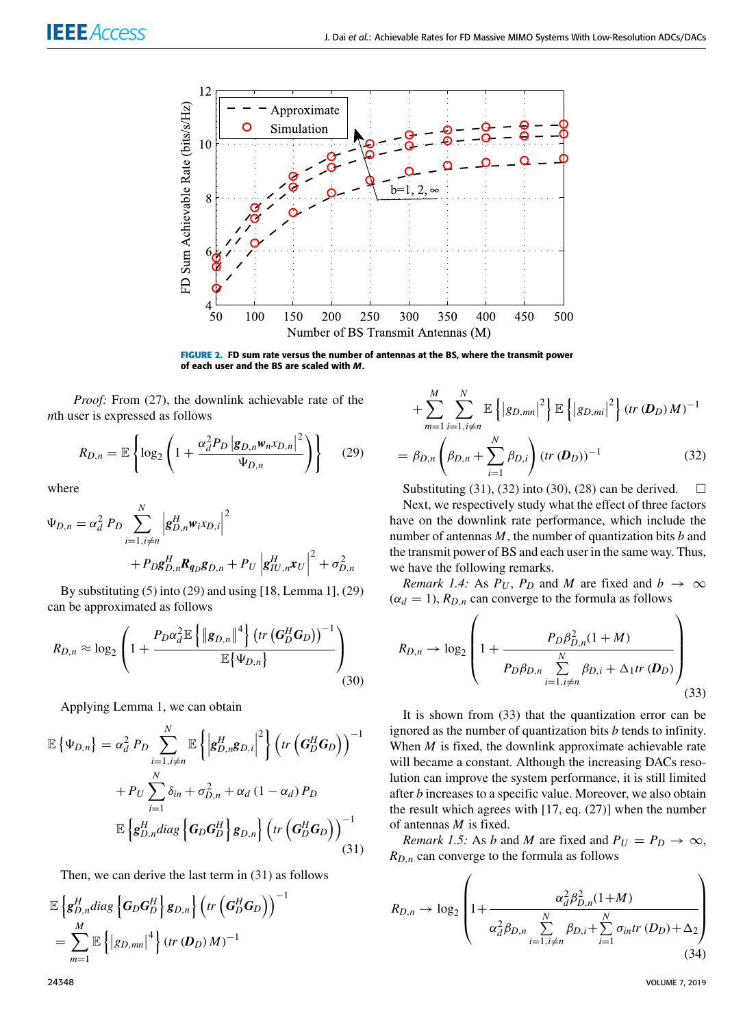**FIGURE 2.** FD sum rate versus the number of antennas at the BS, where the transmit power of each user and the BS are scaled with $M$.

*Proof:* From (27), the downlink achievable rate of the $n$th user is expressed as follows

$$R_{D,n} = \mathbb{E}\left\{\log_2\left(1+\frac{\alpha_d^2 P_D \left|\boldsymbol{g}_{D,n}\boldsymbol{w}_n x_{D,n}\right|^2}{\Psi_{D,n}}\right)\right\} \tag{29}$$

where

$$\Psi_{D,n} = \alpha_d^2\, P_D \sum_{i=1,i\neq n}^{N}\left|\boldsymbol{g}_{D,n}^H \boldsymbol{w}_i x_{D,i}\right|^2 + P_D \boldsymbol{g}_{D,n}^H \boldsymbol{R}_{\boldsymbol{q}_D}\boldsymbol{g}_{D,n} + P_U\left|\boldsymbol{g}_{IU,n}^H \boldsymbol{x}_U\right|^2 + \sigma_{D,n}^2$$

By substituting (5) into (29) and using [18, Lemma 1], (29) can be approximated as follows

$$R_{D,n} \approx \log_2\left(1+\frac{P_D\alpha_d^2\mathbb{E}\left\{\left\|\boldsymbol{g}_{D,n}\right\|^4\right\}\left(tr\left(\boldsymbol{G}_D^H\boldsymbol{G}_D\right)\right)^{-1}}{\mathbb{E}\{\Psi_{D,n}\}}\right) \tag{30}$$

Applying Lemma 1, we can obtain

$$\begin{aligned}
\mathbb{E}\{\Psi_{D,n}\} &= \alpha_d^2\, P_D \sum_{i=1,i\neq n}^{N}\mathbb{E}\left\{\left|\boldsymbol{g}_{D,n}^H\boldsymbol{g}_{D,i}\right|^2\right\}\left(tr\left(\boldsymbol{G}_D^H\boldsymbol{G}_D\right)\right)^{-1} \\
&\quad + P_U\sum_{i=1}^{N}\delta_{in} + \sigma_{D,n}^2 + \alpha_d\left(1-\alpha_d\right)P_D \\
&\quad \mathbb{E}\left\{\boldsymbol{g}_{D,n}^H diag\left\{\boldsymbol{G}_D\boldsymbol{G}_D^H\right\}\boldsymbol{g}_{D,n}\right\}\left(tr\left(\boldsymbol{G}_D^H\boldsymbol{G}_D\right)\right)^{-1}
\end{aligned} \tag{31}$$

Then, we can derive the last term in (31) as follows

$$\begin{aligned}
&\mathbb{E}\left\{\boldsymbol{g}_{D,n}^H diag\left\{\boldsymbol{G}_D\boldsymbol{G}_D^H\right\}\boldsymbol{g}_{D,n}\right\}\left(tr\left(\boldsymbol{G}_D^H\boldsymbol{G}_D\right)\right)^{-1} \\
&= \sum_{m=1}^{M}\mathbb{E}\left\{\left|g_{D,mn}\right|^4\right\}\left(tr\left(\boldsymbol{D}_D\right)M\right)^{-1} \\
&\quad + \sum_{m=1}^{M}\sum_{i=1,i\neq n}^{N}\mathbb{E}\left\{\left|g_{D,mn}\right|^2\right\}\mathbb{E}\left\{\left|g_{D,mi}\right|^2\right\}\left(tr\left(\boldsymbol{D}_D\right)M\right)^{-1} \\
&= \beta_{D,n}\left(\beta_{D,n}+\sum_{i=1}^{N}\beta_{D,i}\right)\left(tr\left(\boldsymbol{D}_D\right)\right)^{-1}
\end{aligned} \tag{32}$$

Substituting (31), (32) into (30), (28) can be derived. □

Next, we respectively study what the effect of three factors have on the downlink rate performance, which include the number of antennas $M$, the number of quantization bits $b$ and the transmit power of BS and each user in the same way. Thus, we have the following remarks.

*Remark 1.4:* As $P_U$, $P_D$ and $M$ are fixed and $b \to \infty$ ($\alpha_d = 1$), $R_{D,n}$ can converge to the formula as follows

$$R_{D,n} \to \log_2\left(1+\frac{P_D\beta_{D,n}^2(1+M)}{P_D\beta_{D,n}\sum_{i=1,i\neq n}^{N}\beta_{D,i}+\Delta_1 tr\left(\boldsymbol{D}_D\right)}\right) \tag{33}$$

It is shown from (33) that the quantization error can be ignored as the number of quantization bits $b$ tends to infinity. When $M$ is fixed, the downlink approximate achievable rate will became a constant. Although the increasing DACs resolution can improve the system performance, it is still limited after $b$ increases to a specific value. Moreover, we also obtain the result which agrees with [17, eq. (27)] when the number of antennas $M$ is fixed.

*Remark 1.5:* As $b$ and $M$ are fixed and $P_U = P_D \to \infty$, $R_{D,n}$ can converge to the formula as follows

$$R_{D,n} \to \log_2\left(1+\frac{\alpha_d^2\beta_{D,n}^2(1+M)}{\alpha_d^2\beta_{D,n}\sum_{i=1,i\neq n}^{N}\beta_{D,i}+\sum_{i=1}^{N}\sigma_{in}tr\left(D_D\right)+\Delta_2}\right) \tag{34}$$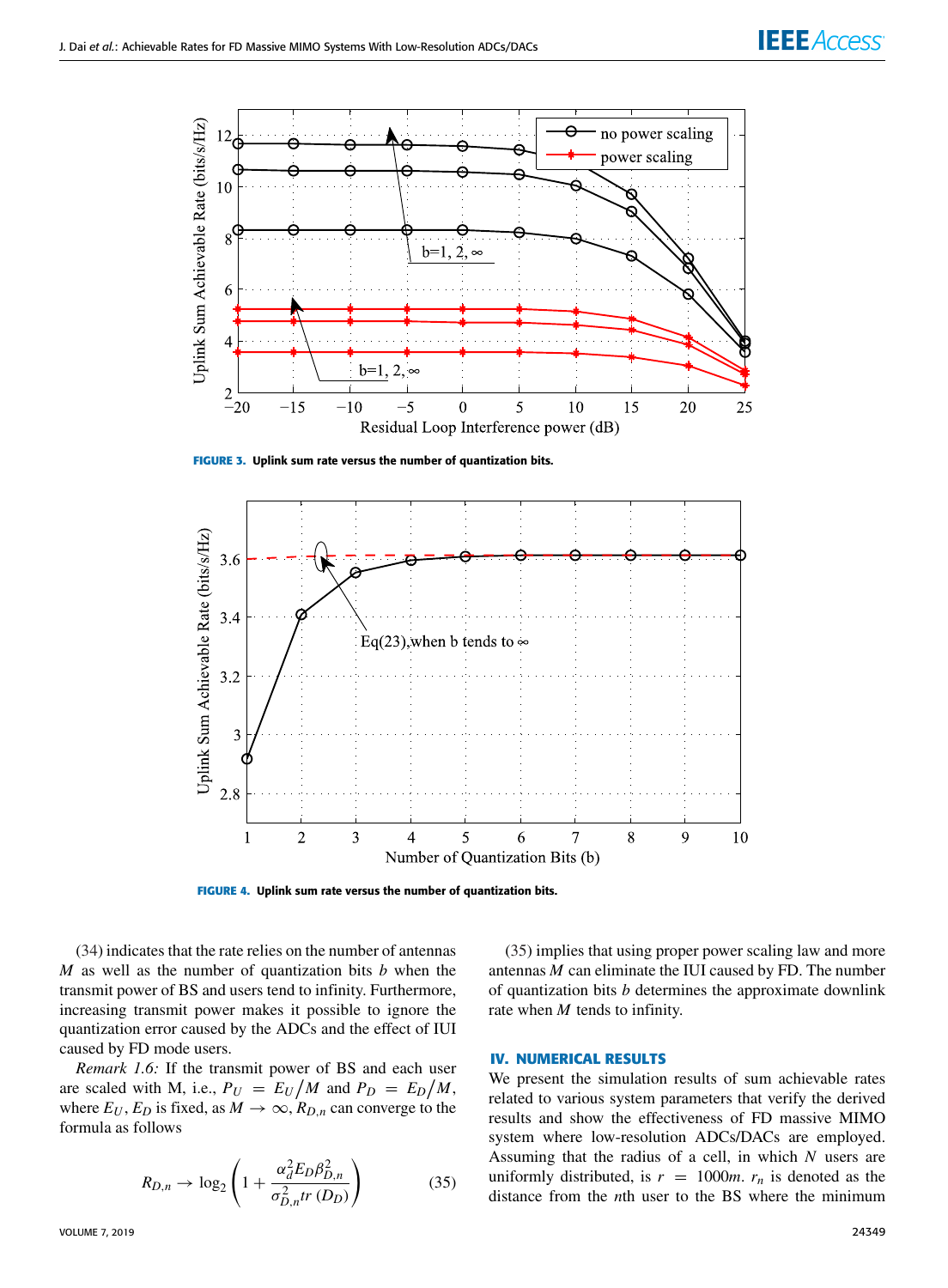FIGURE 3. Uplink sum rate versus the number of quantization bits.

FIGURE 4. Uplink sum rate versus the number of quantization bits.

(34) indicates that the rate relies on the number of antennas $M$ as well as the number of quantization bits $b$ when the transmit power of BS and users tend to infinity. Furthermore, increasing transmit power makes it possible to ignore the quantization error caused by the ADCs and the effect of IUI caused by FD mode users.

*Remark 1.6:* If the transmit power of BS and each user are scaled with M, i.e., $P_U = E_U/M$ and $P_D = E_D/M$, where $E_U, E_D$ is fixed, as $M \to \infty$, $R_{D,n}$ can converge to the formula as follows

$$R_{D,n} \to \log_2\left(1 + \frac{\alpha_d^2 E_D \beta_{D,n}^2}{\sigma_{D,n}^2 tr\,(D_D)}\right) \tag{35}$$

(35) implies that using proper power scaling law and more antennas $M$ can eliminate the IUI caused by FD. The number of quantization bits $b$ determines the approximate downlink rate when $M$ tends to infinity.

## IV. NUMERICAL RESULTS

We present the simulation results of sum achievable rates related to various system parameters that verify the derived results and show the effectiveness of FD massive MIMO system where low-resolution ADCs/DACs are employed. Assuming that the radius of a cell, in which $N$ users are uniformly distributed, is $r = 1000m$. $r_n$ is denoted as the distance from the $n$th user to the BS where the minimum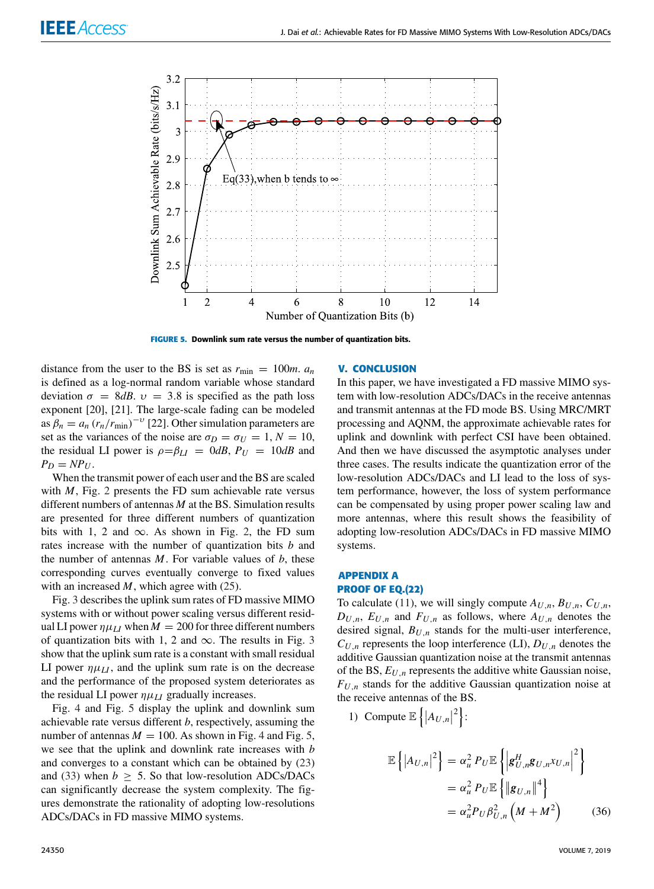FIGURE 5. Downlink sum rate versus the number of quantization bits.

distance from the user to the BS is set as $r_{\min} = 100m$. $a_n$ is defined as a log-normal random variable whose standard deviation $\sigma = 8dB$. $\upsilon = 3.8$ is specified as the path loss exponent [20], [21]. The large-scale fading can be modeled as $\beta_n = a_n (r_n/r_{\min})^{-\upsilon}$ [22]. Other simulation parameters are set as the variances of the noise are $\sigma_D = \sigma_U = 1$, $N = 10$, the residual LI power is $\rho=\beta_{LI} = 0dB$, $P_U = 10dB$ and $P_D = NP_U$.

When the transmit power of each user and the BS are scaled with $M$, Fig. 2 presents the FD sum achievable rate versus different numbers of antennas $M$ at the BS. Simulation results are presented for three different numbers of quantization bits with 1, 2 and $\infty$. As shown in Fig. 2, the FD sum rates increase with the number of quantization bits $b$ and the number of antennas $M$. For variable values of $b$, these corresponding curves eventually converge to fixed values with an increased $M$, which agree with (25).

Fig. 3 describes the uplink sum rates of FD massive MIMO systems with or without power scaling versus different residual LI power $\eta\mu_{LI}$ when $M = 200$ for three different numbers of quantization bits with 1, 2 and $\infty$. The results in Fig. 3 show that the uplink sum rate is a constant with small residual LI power $\eta\mu_{LI}$, and the uplink sum rate is on the decrease and the performance of the proposed system deteriorates as the residual LI power $\eta\mu_{LI}$ gradually increases.

Fig. 4 and Fig. 5 display the uplink and downlink sum achievable rate versus different $b$, respectively, assuming the number of antennas $M = 100$. As shown in Fig. 4 and Fig. 5, we see that the uplink and downlink rate increases with $b$ and converges to a constant which can be obtained by (23) and (33) when $b \geq 5$. So that low-resolution ADCs/DACs can significantly decrease the system complexity. The figures demonstrate the rationality of adopting low-resolutions ADCs/DACs in FD massive MIMO systems.

## V. CONCLUSION

In this paper, we have investigated a FD massive MIMO system with low-resolution ADCs/DACs in the receive antennas and transmit antennas at the FD mode BS. Using MRC/MRT processing and AQNM, the approximate achievable rates for uplink and downlink with perfect CSI have been obtained. And then we have discussed the asymptotic analyses under three cases. The results indicate the quantization error of the low-resolution ADCs/DACs and LI lead to the loss of system performance, however, the loss of system performance can be compensated by using proper power scaling law and more antennas, where this result shows the feasibility of adopting low-resolution ADCs/DACs in FD massive MIMO systems.

## APPENDIX A
## PROOF OF EQ.(22)

To calculate (11), we will singly compute $A_{U,n}$, $B_{U,n}$, $C_{U,n}$, $D_{U,n}$, $E_{U,n}$ and $F_{U,n}$ as follows, where $A_{U,n}$ denotes the desired signal, $B_{U,n}$ stands for the multi-user interference, $C_{U,n}$ represents the loop interference (LI), $D_{U,n}$ denotes the additive Gaussian quantization noise at the transmit antennas of the BS, $E_{U,n}$ represents the additive white Gaussian noise, $F_{U,n}$ stands for the additive Gaussian quantization noise at the receive antennas of the BS.

1) Compute $\mathbb{E}\left\{\left|A_{U,n}\right|^2\right\}$:

$$\begin{aligned}\mathbb{E}\left\{\left|A_{U,n}\right|^2\right\} &= \alpha_u^2 P_U \mathbb{E}\left\{\left|\mathbf{g}_{U,n}^H \mathbf{g}_{U,n} x_{U,n}\right|^2\right\} \\ &= \alpha_u^2 P_U \mathbb{E}\left\{\left\|\mathbf{g}_{U,n}\right\|^4\right\} \\ &= \alpha_u^2 P_U \beta_{U,n}^2 \left(M + M^2\right)\end{aligned} \tag{36}$$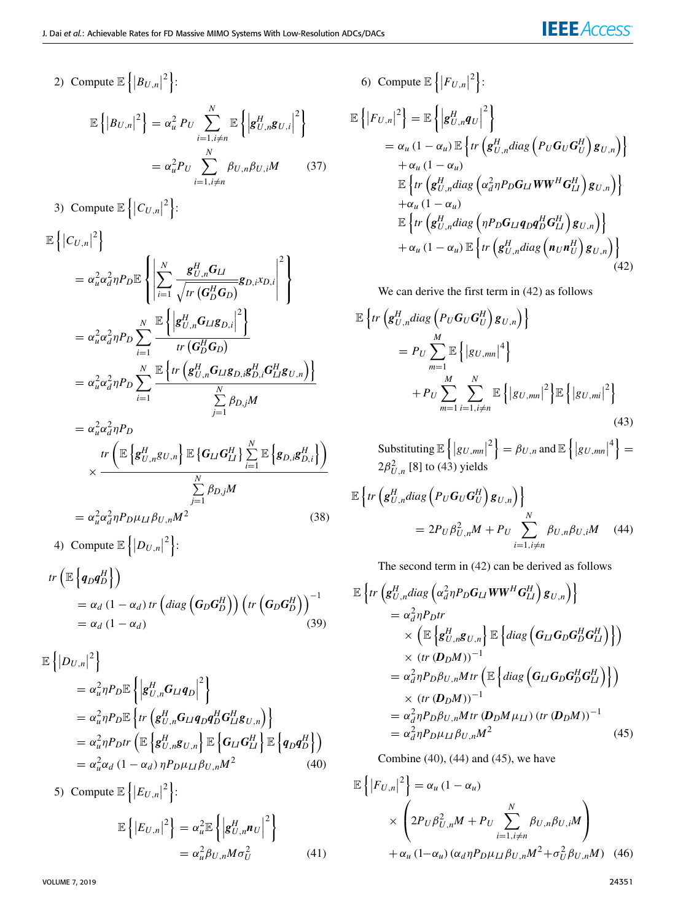2) Compute $\mathbb{E}\left\{\left|B_{U,n}\right|^2\right\}$:

$$\mathbb{E}\left\{\left|B_{U,n}\right|^2\right\} = \alpha_u^2 P_U \sum_{i=1, i\neq n}^{N} \mathbb{E}\left\{\left|\boldsymbol{g}_{U,n}^H \boldsymbol{g}_{U,i}\right|^2\right\} = \alpha_u^2 P_U \sum_{i=1, i\neq n}^{N} \beta_{U,n}\beta_{U,i} M \tag{37}$$

3) Compute $\mathbb{E}\left\{\left|C_{U,n}\right|^2\right\}$:

$$\begin{aligned}
\mathbb{E}\left\{\left|C_{U,n}\right|^2\right\}
&= \alpha_u^2\alpha_d^2\eta P_D \mathbb{E}\left\{\left|\sum_{i=1}^{N} \frac{\boldsymbol{g}_{U,n}^H \boldsymbol{G}_{LI}}{\sqrt{tr\left(\boldsymbol{G}_D^H \boldsymbol{G}_D\right)}} \boldsymbol{g}_{D,i} x_{D,i}\right|^2\right\} \\
&= \alpha_u^2\alpha_d^2\eta P_D \sum_{i=1}^{N} \frac{\mathbb{E}\left\{\left|\boldsymbol{g}_{U,n}^H \boldsymbol{G}_{LI}\boldsymbol{g}_{D,i}\right|^2\right\}}{tr\left(\boldsymbol{G}_D^H \boldsymbol{G}_D\right)} \\
&= \alpha_u^2\alpha_d^2\eta P_D \sum_{i=1}^{N} \frac{\mathbb{E}\left\{tr\left(\boldsymbol{g}_{U,n}^H \boldsymbol{G}_{LI}\boldsymbol{g}_{D,i}\boldsymbol{g}_{D,i}^H \boldsymbol{G}_{LI}^H \boldsymbol{g}_{U,n}\right)\right\}}{\sum_{j=1}^{N}\beta_{D,j}M} \\
&= \alpha_u^2\alpha_d^2\eta P_D \\
&\quad\times \frac{tr\left(\mathbb{E}\left\{\boldsymbol{g}_{U,n}^H g_{U,n}\right\}\mathbb{E}\left\{\boldsymbol{G}_{LI}\boldsymbol{G}_{LI}^H\right\}\sum_{i=1}^{N}\mathbb{E}\left\{\boldsymbol{g}_{D,i}\boldsymbol{g}_{D,i}^H\right\}\right)}{\sum_{j=1}^{N}\beta_{D,j}M} \\
&= \alpha_u^2\alpha_d^2\eta P_D \mu_{LI}\beta_{U,n}M^2
\end{aligned} \tag{38}$$

4) Compute $\mathbb{E}\left\{\left|D_{U,n}\right|^2\right\}$:

$$\begin{aligned}
tr\left(\mathbb{E}\left\{\boldsymbol{q}_D\boldsymbol{q}_D^H\right\}\right)
&= \alpha_d\left(1-\alpha_d\right) tr\left(diag\left(\boldsymbol{G}_D\boldsymbol{G}_D^H\right)\right)\left(tr\left(\boldsymbol{G}_D\boldsymbol{G}_D^H\right)\right)^{-1} \\
&= \alpha_d\left(1-\alpha_d\right)
\end{aligned} \tag{39}$$

$$\begin{aligned}
\mathbb{E}\left\{\left|D_{U,n}\right|^2\right\}
&= \alpha_u^2\eta P_D \mathbb{E}\left\{\left|\boldsymbol{g}_{U,n}^H \boldsymbol{G}_{LI}\boldsymbol{q}_D\right|^2\right\} \\
&= \alpha_u^2\eta P_D \mathbb{E}\left\{tr\left(\boldsymbol{g}_{U,n}^H \boldsymbol{G}_{LI}\boldsymbol{q}_D\boldsymbol{q}_D^H\boldsymbol{G}_{LI}^H\boldsymbol{g}_{U,n}\right)\right\} \\
&= \alpha_u^2\eta P_D tr\left(\mathbb{E}\left\{\boldsymbol{g}_{U,n}^H\boldsymbol{g}_{U,n}\right\}\mathbb{E}\left\{\boldsymbol{G}_{LI}\boldsymbol{G}_{LI}^H\right\}\mathbb{E}\left\{\boldsymbol{q}_D\boldsymbol{q}_D^H\right\}\right) \\
&= \alpha_u^2\alpha_d\left(1-\alpha_d\right)\eta P_D\mu_{LI}\beta_{U,n}M^2
\end{aligned} \tag{40}$$

5) Compute $\mathbb{E}\left\{\left|E_{U,n}\right|^2\right\}$:

$$\mathbb{E}\left\{\left|E_{U,n}\right|^2\right\} = \alpha_u^2 \mathbb{E}\left\{\left|\boldsymbol{g}_{U,n}^H\boldsymbol{n}_U\right|^2\right\} = \alpha_u^2\beta_{U,n}M\sigma_U^2 \tag{41}$$

6) Compute $\mathbb{E}\left\{\left|F_{U,n}\right|^2\right\}$:

$$\begin{aligned}
\mathbb{E}\left\{\left|F_{U,n}\right|^2\right\} &= \mathbb{E}\left\{\left|\boldsymbol{g}_{U,n}^H\boldsymbol{q}_U\right|^2\right\} \\
&= \alpha_u\left(1-\alpha_u\right)\mathbb{E}\left\{tr\left(\boldsymbol{g}_{U,n}^H diag\left(P_U\boldsymbol{G}_U\boldsymbol{G}_U^H\right)\boldsymbol{g}_{U,n}\right)\right\} \\
&\quad+\alpha_u\left(1-\alpha_u\right) \\
&\quad\ \mathbb{E}\left\{tr\left(\boldsymbol{g}_{U,n}^H diag\left(\alpha_d^2\eta P_D\boldsymbol{G}_{LI}\boldsymbol{W}\boldsymbol{W}^H\boldsymbol{G}_{LI}^H\right)\boldsymbol{g}_{U,n}\right)\right\} \\
&\quad+\alpha_u\left(1-\alpha_u\right) \\
&\quad\ \mathbb{E}\left\{tr\left(\boldsymbol{g}_{U,n}^H diag\left(\eta P_D\boldsymbol{G}_{LI}\boldsymbol{q}_D\boldsymbol{q}_D^H\boldsymbol{G}_{LI}^H\right)\boldsymbol{g}_{U,n}\right)\right\} \\
&\quad+\alpha_u\left(1-\alpha_u\right)\mathbb{E}\left\{tr\left(\boldsymbol{g}_{U,n}^H diag\left(\boldsymbol{n}_U\boldsymbol{n}_U^H\right)\boldsymbol{g}_{U,n}\right)\right\}
\end{aligned} \tag{42}$$

We can derive the first term in (42) as follows

$$\begin{aligned}
\mathbb{E}\left\{tr\left(\boldsymbol{g}_{U,n}^H diag\left(P_U\boldsymbol{G}_U\boldsymbol{G}_U^H\right)\boldsymbol{g}_{U,n}\right)\right\}
&= P_U\sum_{m=1}^{M}\mathbb{E}\left\{\left|g_{U,mn}\right|^4\right\} \\
&\quad+P_U\sum_{m=1}^{M}\sum_{i=1,i\neq n}^{N}\mathbb{E}\left\{\left|g_{U,mn}\right|^2\right\}\mathbb{E}\left\{\left|g_{U,mi}\right|^2\right\}
\end{aligned} \tag{43}$$

Substituting $\mathbb{E}\left\{\left|g_{U,mn}\right|^2\right\} = \beta_{U,n}$ and $\mathbb{E}\left\{\left|g_{U,mn}\right|^4\right\} = 2\beta_{U,n}^2$ [8] to (43) yields

$$\mathbb{E}\left\{tr\left(\boldsymbol{g}_{U,n}^H diag\left(P_U\boldsymbol{G}_U\boldsymbol{G}_U^H\right)\boldsymbol{g}_{U,n}\right)\right\} = 2P_U\beta_{U,n}^2 M + P_U\sum_{i=1,i\neq n}^{N}\beta_{U,n}\beta_{U,i}M \tag{44}$$

The second term in (42) can be derived as follows

$$\begin{aligned}
&\mathbb{E}\left\{tr\left(\boldsymbol{g}_{U,n}^H diag\left(\alpha_d^2\eta P_D\boldsymbol{G}_{LI}\boldsymbol{W}\boldsymbol{W}^H\boldsymbol{G}_{LI}^H\right)\boldsymbol{g}_{U,n}\right)\right\} \\
&= \alpha_d^2\eta P_D tr \\
&\quad\times\left(\mathbb{E}\left\{\boldsymbol{g}_{U,n}^H\boldsymbol{g}_{U,n}\right\}\mathbb{E}\left\{diag\left(\boldsymbol{G}_{LI}\boldsymbol{G}_D\boldsymbol{G}_D^H\boldsymbol{G}_{LI}^H\right)\right\}\right) \\
&\quad\times\left(tr\left(\boldsymbol{D}_D M\right)\right)^{-1} \\
&= \alpha_d^2\eta P_D\beta_{U,n}M\, tr\left(\mathbb{E}\left\{diag\left(\boldsymbol{G}_{LI}\boldsymbol{G}_D\boldsymbol{G}_D^H\boldsymbol{G}_{LI}^H\right)\right\}\right) \\
&\quad\times\left(tr\left(\boldsymbol{D}_D M\right)\right)^{-1} \\
&= \alpha_d^2\eta P_D\beta_{U,n}M\, tr\left(\boldsymbol{D}_D M\mu_{LI}\right)\left(tr\left(\boldsymbol{D}_D M\right)\right)^{-1} \\
&= \alpha_d^2\eta P_D\mu_{LI}\beta_{U,n}M^2
\end{aligned} \tag{45}$$

Combine (40), (44) and (45), we have

$$\begin{aligned}
\mathbb{E}\left\{\left|F_{U,n}\right|^2\right\} &= \alpha_u\left(1-\alpha_u\right) \\
&\quad\times\left(2P_U\beta_{U,n}^2 M + P_U\sum_{i=1,i\neq n}^{N}\beta_{U,n}\beta_{U,i}M\right) \\
&\quad+\alpha_u\left(1-\alpha_u\right)\left(\alpha_d\eta P_D\mu_{LI}\beta_{U,n}M^2+\sigma_U^2\beta_{U,n}M\right)
\end{aligned} \tag{46}$$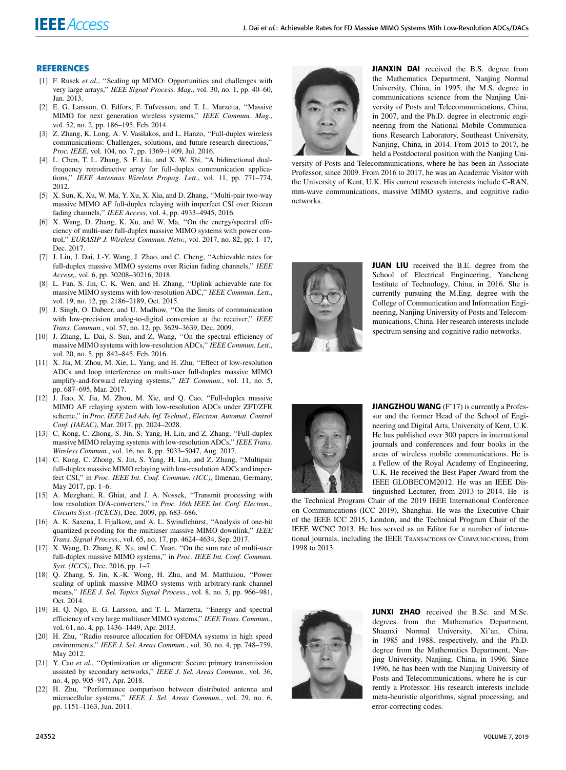## REFERENCES

[1] F. Rusek *et al.*, "Scaling up MIMO: Opportunities and challenges with very large arrays," *IEEE Signal Process. Mag.*, vol. 30, no. 1, pp. 40–60, Jan. 2013.

[2] E. G. Larsson, O. Edfors, F. Tufvesson, and T. L. Marzetta, "Massive MIMO for next generation wireless systems," *IEEE Commun. Mag.*, vol. 52, no. 2, pp. 186–195, Feb. 2014.

[3] Z. Zhang, K. Long, A. V. Vasilakos, and L. Hanzo, "Full-duplex wireless communications: Challenges, solutions, and future research directions," *Proc. IEEE*, vol. 104, no. 7, pp. 1369–1409, Jul. 2016.

[4] L. Chen, T. L. Zhang, S. F. Liu, and X. W. Shi, "A bidirectional dual-frequency retrodirective array for full-duplex communication applications," *IEEE Antennas Wireless Propag. Lett.*, vol. 11, pp. 771–774, 2012.

[5] X. Sun, K. Xu, W. Ma, Y. Xu, X. Xia, and D. Zhang, "Multi-pair two-way massive MIMO AF full-duplex relaying with imperfect CSI over Ricean fading channels," *IEEE Access*, vol. 4, pp. 4933–4945, 2016.

[6] X. Wang, D. Zhang, K. Xu, and W. Ma, "On the energy/spectral efficiency of multi-user full-duplex massive MIMO systems with power control," *EURASIP J. Wireless Commun. Netw.*, vol. 2017, no. 82, pp. 1–17, Dec. 2017.

[7] J. Liu, J. Dai, J.-Y. Wang, J. Zhao, and C. Cheng, "Achievable rates for full-duplex massive MIMO systems over Rician fading channels," *IEEE Access,*, vol. 6, pp. 30208–30216, 2018.

[8] L. Fan, S. Jin, C. K. Wen, and H. Zhang, "Uplink achievable rate for massive MIMO systems with low-resolution ADC," *IEEE Commun. Lett.*, vol. 19, no. 12, pp. 2186–2189, Oct. 2015.

[9] J. Singh, O. Dabeer, and U. Madhow, "On the limits of communication with low-precision analog-to-digital conversion at the receiver," *IEEE Trans. Commun.*, vol. 57, no. 12, pp. 3629–3639, Dec. 2009.

[10] J. Zhang, L. Dai, S. Sun, and Z. Wang, "On the spectral efficiency of massive MIMO systems with low-resolution ADCs," *IEEE Commun. Lett.*, vol. 20, no. 5, pp. 842–845, Feb. 2016.

[11] X. Jia, M. Zhou, M. Xie, L. Yang, and H. Zhu, "Effect of low-resolution ADCs and loop interference on multi-user full-duplex massive MIMO amplify-and-forward relaying systems," *IET Commun.*, vol. 11, no. 5, pp. 687–695, Mar. 2017.

[12] J. Jiao, X. Jia, M. Zhou, M. Xie, and Q. Cao, "Full-duplex massive MIMO AF relaying system with low-resolution ADCs under ZFT/ZFR scheme," in *Proc. IEEE 2nd Adv. Inf. Technol., Electron. Automat. Control Conf. (IAEAC)*, Mar. 2017, pp. 2024–2028.

[13] C. Kong, C. Zhong, S. Jin, S. Yang, H. Lin, and Z. Zhang, "Full-duplex massive MIMO relaying systems with low-resolution ADCs," *IEEE Trans. Wireless Commun.*, vol. 16, no. 8, pp. 5033–5047, Aug. 2017.

[14] C. Kong, C. Zhong, S. Jin, S. Yang, H. Lin, and Z. Zhang, "Multipair full-duplex massive MIMO relaying with low-resolution ADCs and imperfect CSI," in *Proc. IEEE Int. Conf. Commun. (ICC)*, Ilmenau, Germany, May 2017, pp. 1–6.

[15] A. Mezghani, R. Ghiat, and J. A. Nossek, "Transmit processing with low resolution D/A-converters," in *Proc. 16th IEEE Int. Conf. Electron., Circuits Syst.-(ICECS)*, Dec. 2009, pp. 683–686.

[16] A. K. Saxena, I. Fijalkow, and A. L. Swindlehurst, "Analysis of one-bit quantized precoding for the multiuser massive MIMO downlink," *IEEE Trans. Signal Process.*, vol. 65, no. 17, pp. 4624–4634, Sep. 2017.

[17] X. Wang, D. Zhang, K. Xu, and C. Yuan, "On the sum rate of multi-user full-duplex massive MIMO systems," in *Proc. IEEE Int. Conf. Commun. Syst. (ICCS)*, Dec. 2016, pp. 1–7.

[18] Q. Zhang, S. Jin, K.-K. Wong, H. Zhu, and M. Matthaiou, "Power scaling of uplink massive MIMO systems with arbitrary-rank channel means," *IEEE J. Sel. Topics Signal Process.*, vol. 8, no. 5, pp. 966–981, Oct. 2014.

[19] H. Q. Ngo, E. G. Larsson, and T. L. Marzetta, "Energy and spectral efficiency of very large multiuser MIMO systems," *IEEE Trans. Commun.*, vol. 61, no. 4, pp. 1436–1449, Apr. 2013.

[20] H. Zhu, "Radio resource allocation for OFDMA systems in high speed environments," *IEEE J. Sel. Areas Commun.*, vol. 30, no. 4, pp. 748–759, May 2012.

[21] Y. Cao *et al.*, "Optimization or alignment: Secure primary transmission assisted by secondary networks," *IEEE J. Sel. Areas Commun.*, vol. 36, no. 4, pp. 905–917, Apr. 2018.

[22] H. Zhu, "Performance comparison between distributed antenna and microcellular systems," *IEEE J. Sel. Areas Commun.*, vol. 29, no. 6, pp. 1151–1163, Jun. 2011.

**JIANXIN DAI** received the B.S. degree from the Mathematics Department, Nanjing Normal University, China, in 1995, the M.S. degree in communications science from the Nanjing University of Posts and Telecommunications, China, in 2007, and the Ph.D. degree in electronic engineering from the National Mobile Communications Research Laboratory, Southeast University, Nanjing, China, in 2014. From 2015 to 2017, he held a Postdoctoral position with the Nanjing University of Posts and Telecommunications, where he has been an Associate Professor, since 2009. From 2016 to 2017, he was an Academic Visitor with the University of Kent, U.K. His current research interests include C-RAN, mm-wave communications, massive MIMO systems, and cognitive radio networks.

**JUAN LIU** received the B.E. degree from the School of Electrical Engineering, Yancheng Institute of Technology, China, in 2016. She is currently pursuing the M.Eng. degree with the College of Communication and Information Engineering, Nanjing University of Posts and Telecommunications, China. Her research interests include spectrum sensing and cognitive radio networks.

**JIANGZHOU WANG** (F'17) is currently a Professor and the former Head of the School of Engineering and Digital Arts, University of Kent, U.K. He has published over 300 papers in international journals and conferences and four books in the areas of wireless mobile communications. He is a Fellow of the Royal Academy of Engineering, U.K. He received the Best Paper Award from the IEEE GLOBECOM2012. He was an IEEE Distinguished Lecturer, from 2013 to 2014. He is the Technical Program Chair of the 2019 IEEE International Conference on Communications (ICC 2019), Shanghai. He was the Executive Chair of the IEEE ICC 2015, London, and the Technical Program Chair of the IEEE WCNC 2013. He has served as an Editor for a number of international journals, including the IEEE TRANSACTIONS ON COMMUNICATIONS, from 1998 to 2013.

**JUNXI ZHAO** received the B.Sc. and M.Sc. degrees from the Mathematics Department, Shaanxi Normal University, Xi'an, China, in 1985 and 1988, respectively, and the Ph.D. degree from the Mathematics Department, Nanjing University, Nanjing, China, in 1996. Since 1996, he has been with the Nanjing University of Posts and Telecommunications, where he is currently a Professor. His research interests include meta-heuristic algorithms, signal processing, and error-correcting codes.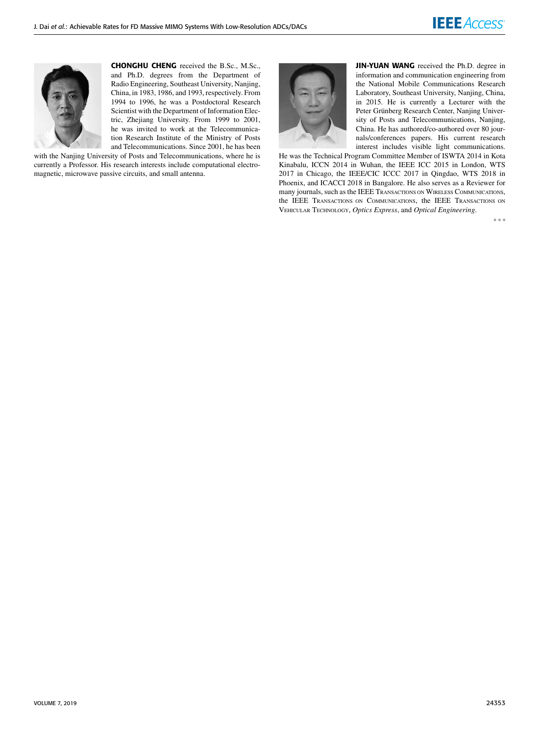**CHONGHU CHENG** received the B.Sc., M.Sc., and Ph.D. degrees from the Department of Radio Engineering, Southeast University, Nanjing, China, in 1983, 1986, and 1993, respectively. From 1994 to 1996, he was a Postdoctoral Research Scientist with the Department of Information Electric, Zhejiang University. From 1999 to 2001, he was invited to work at the Telecommunication Research Institute of the Ministry of Posts and Telecommunications. Since 2001, he has been with the Nanjing University of Posts and Telecommunications, where he is currently a Professor. His research interests include computational electromagnetic, microwave passive circuits, and small antenna.

**JIN-YUAN WANG** received the Ph.D. degree in information and communication engineering from the National Mobile Communications Research Laboratory, Southeast University, Nanjing, China, in 2015. He is currently a Lecturer with the Peter Grünberg Research Center, Nanjing University of Posts and Telecommunications, Nanjing, China. He has authored/co-authored over 80 journals/conferences papers. His current research interest includes visible light communications. He was the Technical Program Committee Member of ISWTA 2014 in Kota Kinabalu, ICCN 2014 in Wuhan, the IEEE ICC 2015 in London, WTS 2017 in Chicago, the IEEE/CIC ICCC 2017 in Qingdao, WTS 2018 in Phoenix, and ICACCI 2018 in Bangalore. He also serves as a Reviewer for many journals, such as the IEEE Transactions on Wireless Communications, the IEEE Transactions on Communications, the IEEE Transactions on Vehicular Technology, *Optics Express*, and *Optical Engineering*.